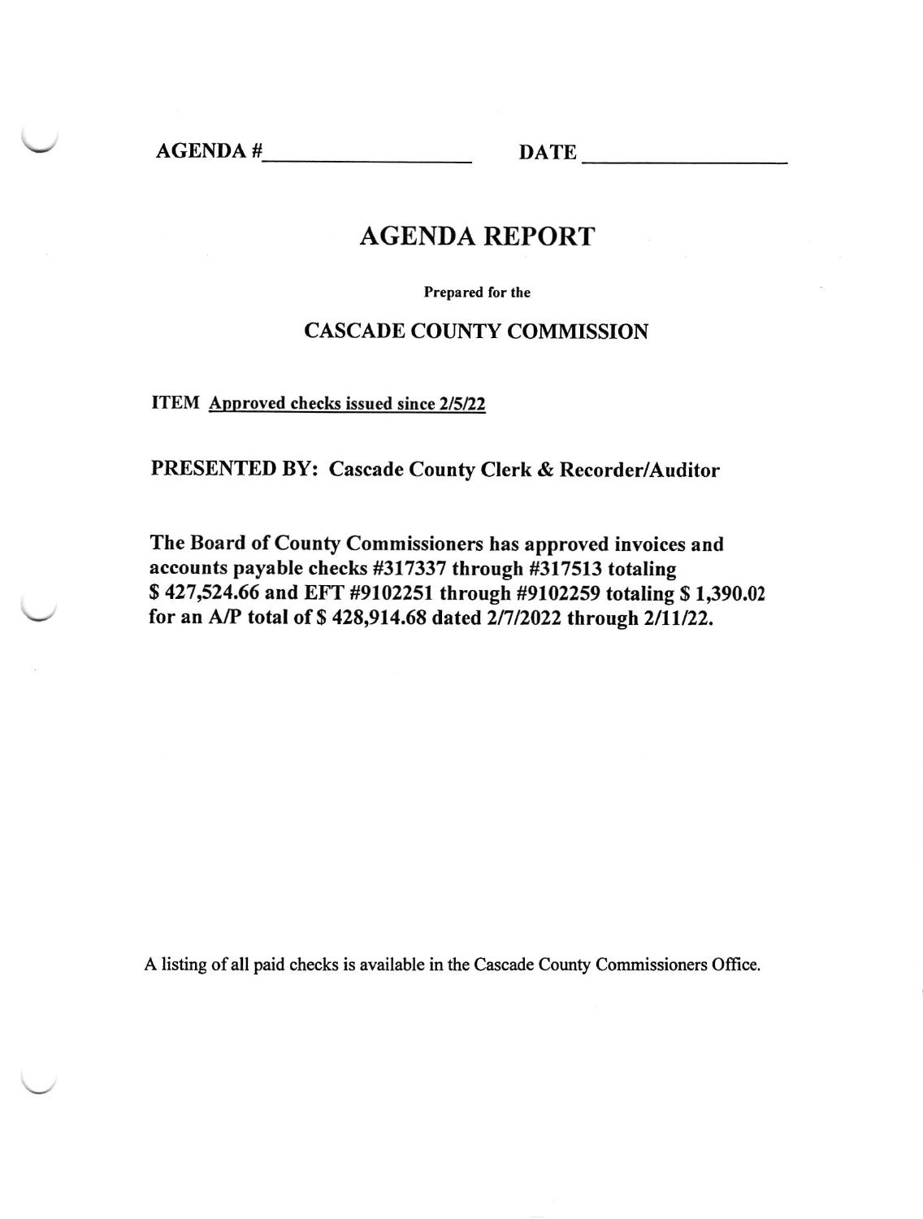**AGENDA #\_\_\_\_\_\_\_\_\_\_\_\_\_\_\_\_\_\_\_\_ DATE \_\_\_\_\_\_\_\_\_\_\_\_\_\_\_\_\_\_\_\_**

# AGENDA REPORT

**Prepared for the**

## CASCADE COUNTY COMMISSION

**ITEM** **Approved checks issued since 2/5/22**

**PRESENTED BY: Cascade County Clerk & Recorder/Auditor**

**The Board of County Commissioners has approved invoices and accounts payable checks #317337 through #317513 totaling $ 427,524.66 and EFT #9102251 through #9102259 totaling $ 1,390.02 for an A/P total of $ 428,914.68 dated 2/7/2022 through 2/11/22.**

A listing of all paid checks is available in the Cascade County Commissioners Office.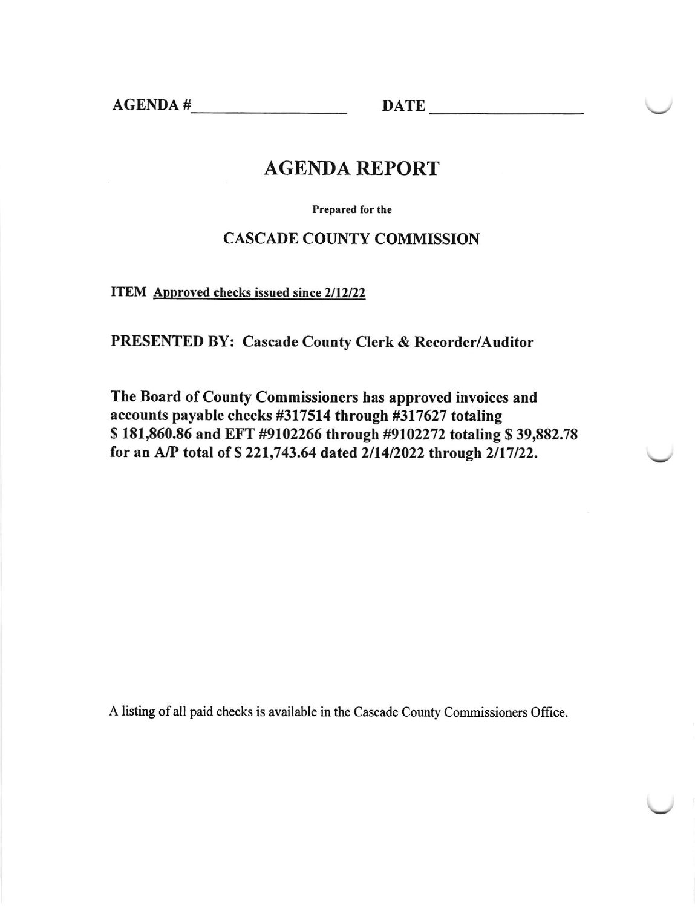AGENDA #__________________ DATE __________________

# AGENDA REPORT

Prepared for the

## CASCADE COUNTY COMMISSION

**ITEM** Approved checks issued since 2/12/22

**PRESENTED BY: Cascade County Clerk & Recorder/Auditor**

**The Board of County Commissioners has approved invoices and accounts payable checks #317514 through #317627 totaling $ 181,860.86 and EFT #9102266 through #9102272 totaling $ 39,882.78 for an A/P total of $ 221,743.64 dated 2/14/2022 through 2/17/22.**

A listing of all paid checks is available in the Cascade County Commissioners Office.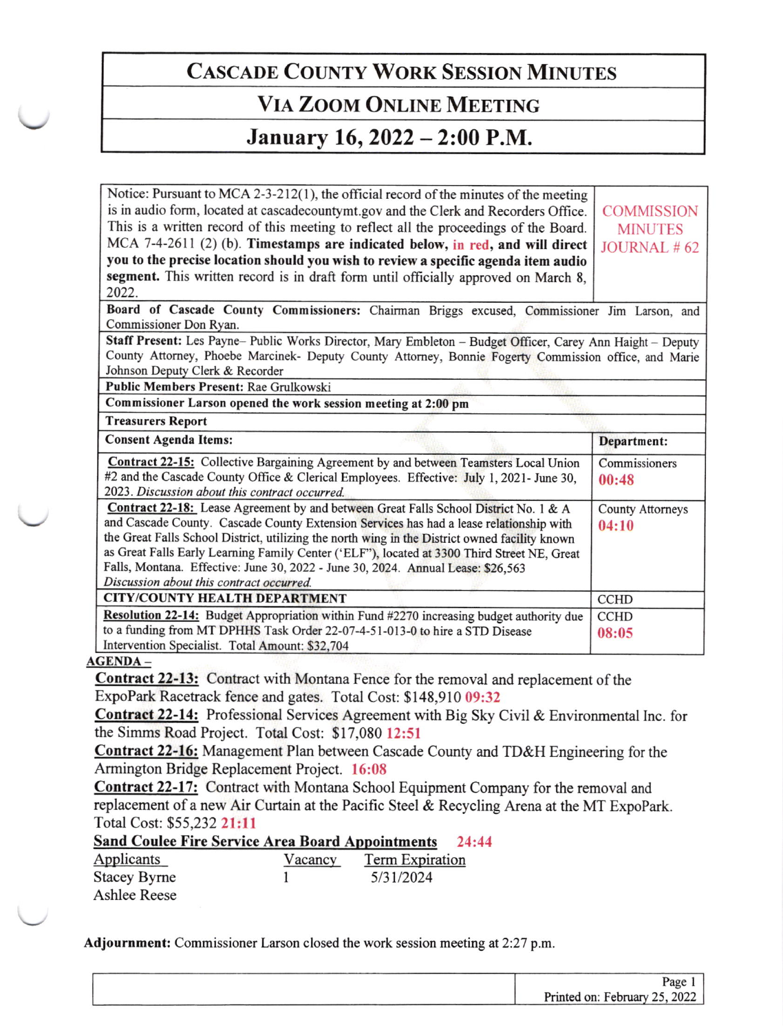# CASCADE COUNTY WORK SESSION MINUTES

## VIA ZOOM ONLINE MEETING

## January 16, 2022 – 2:00 P.M.

| | |
|---|---|
| Notice: Pursuant to MCA 2-3-212(1), the official record of the minutes of the meeting is in audio form, located at cascadecountymt.gov and the Clerk and Recorders Office. This is a written record of this meeting to reflect all the proceedings of the Board. MCA 7-4-2611 (2) (b). **Timestamps are indicated below, in red, and will direct you to the precise location should you wish to review a specific agenda item audio segment.** This written record is in draft form until officially approved on March 8, 2022. | COMMISSION MINUTES JOURNAL # 62 |
| **Board of Cascade County Commissioners:** Chairman Briggs excused, Commissioner Jim Larson, and Commissioner Don Ryan. | |
| **Staff Present:** Les Payne– Public Works Director, Mary Embleton – Budget Officer, Carey Ann Haight – Deputy County Attorney, Phoebe Marcinek- Deputy County Attorney, Bonnie Fogerty Commission office, and Marie Johnson Deputy Clerk & Recorder | |
| **Public Members Present:** Rae Grulkowski | |
| **Commissioner Larson opened the work session meeting at 2:00 pm** | |
| **Treasurers Report** | |
| **Consent Agenda Items:** | **Department:** |
| **Contract 22-15:** Collective Bargaining Agreement by and between Teamsters Local Union #2 and the Cascade County Office & Clerical Employees. Effective: July 1, 2021- June 30, 2023. *Discussion about this contract occurred.* | Commissioners **00:48** |
| **Contract 22-18:** Lease Agreement by and between Great Falls School District No. 1 & A and Cascade County. Cascade County Extension Services has had a lease relationship with the Great Falls School District, utilizing the north wing in the District owned facility known as Great Falls Early Learning Family Center ('ELF"), located at 3300 Third Street NE, Great Falls, Montana. Effective: June 30, 2022 - June 30, 2024. Annual Lease: $26,563 *Discussion about this contract occurred.* | County Attorneys **04:10** |
| **CITY/COUNTY HEALTH DEPARTMENT** | CCHD |
| **Resolution 22-14:** Budget Appropriation within Fund #2270 increasing budget authority due to a funding from MT DPHHS Task Order 22-07-4-51-013-0 to hire a STD Disease Intervention Specialist. Total Amount: $32,704 | CCHD **08:05** |

**AGENDA –**

**Contract 22-13:** Contract with Montana Fence for the removal and replacement of the ExpoPark Racetrack fence and gates. Total Cost: $148,910 **09:32**

**Contract 22-14:** Professional Services Agreement with Big Sky Civil & Environmental Inc. for the Simms Road Project. Total Cost: $17,080 **12:51**

**Contract 22-16:** Management Plan between Cascade County and TD&H Engineering for the Armington Bridge Replacement Project. **16:08**

**Contract 22-17:** Contract with Montana School Equipment Company for the removal and replacement of a new Air Curtain at the Pacific Steel & Recycling Arena at the MT ExpoPark. Total Cost: $55,232 **21:11**

**Sand Coulee Fire Service Area Board Appointments** **24:44**

| Applicants | Vacancy | Term Expiration |
|---|---|---|
| Stacey Byrne | 1 | 5/31/2024 |
| Ashlee Reese | | |

**Adjournment:** Commissioner Larson closed the work session meeting at 2:27 p.m.

Printed on: February 25, 2022